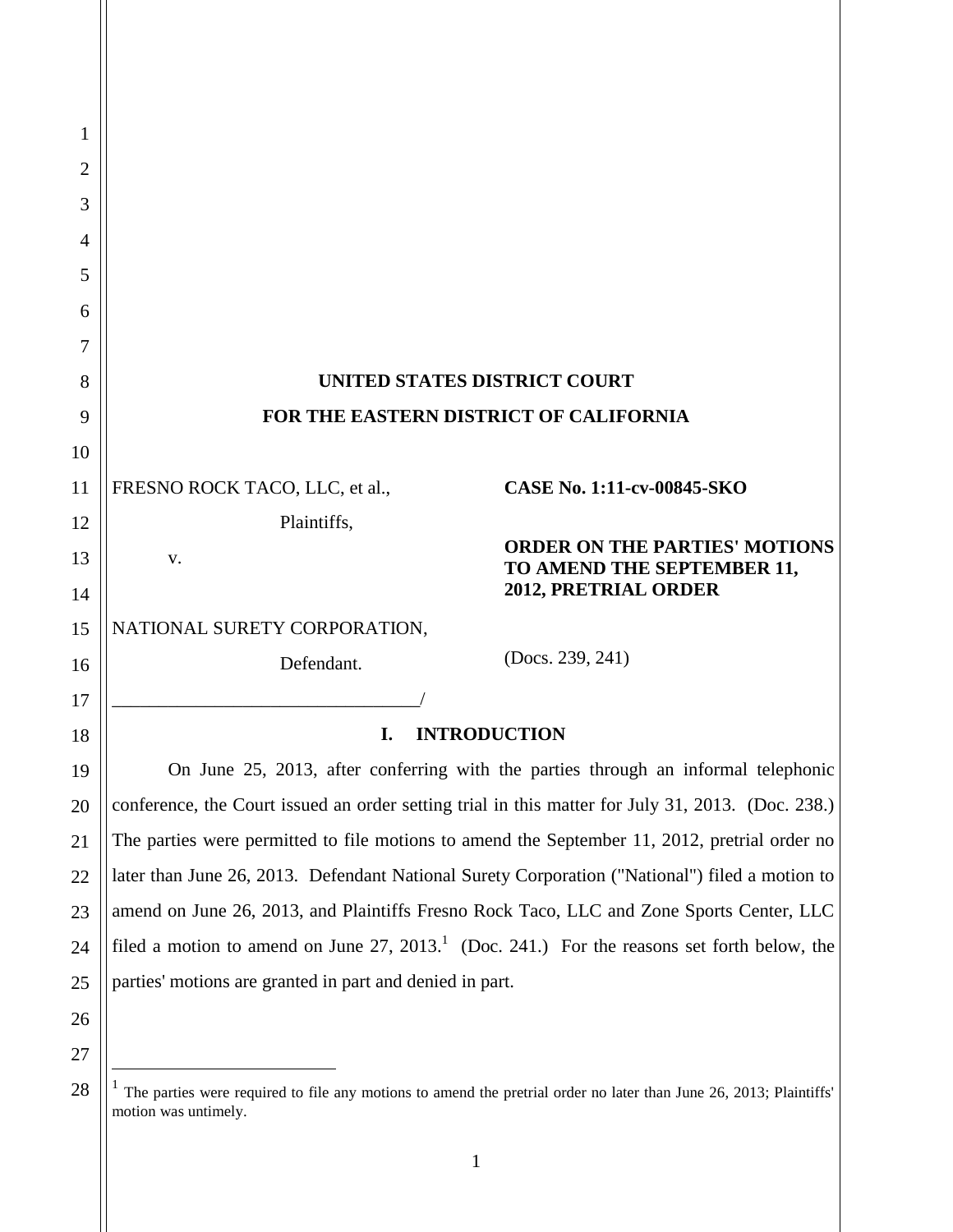**UNITED STATES DISTRICT COURT**

**FOR THE EASTERN DISTRICT OF CALIFORNIA**

FRESNO ROCK TACO, LLC, et al.,

Plaintiffs,

v.

NATIONAL SURETY CORPORATION,

Defendant.

_______________________________/

**CASE No. 1:11-cv-00845-SKO**

**ORDER ON THE PARTIES' MOTIONS TO AMEND THE SEPTEMBER 11, 2012, PRETRIAL ORDER**

(Docs. 239, 241)

## I. INTRODUCTION

On June 25, 2013, after conferring with the parties through an informal telephonic conference, the Court issued an order setting trial in this matter for July 31, 2013. (Doc. 238.) The parties were permitted to file motions to amend the September 11, 2012, pretrial order no later than June 26, 2013. Defendant National Surety Corporation ("National") filed a motion to amend on June 26, 2013, and Plaintiffs Fresno Rock Taco, LLC and Zone Sports Center, LLC filed a motion to amend on June 27, 2013.[1] (Doc. 241.) For the reasons set forth below, the parties' motions are granted in part and denied in part.

[1] The parties were required to file any motions to amend the pretrial order no later than June 26, 2013; Plaintiffs' motion was untimely.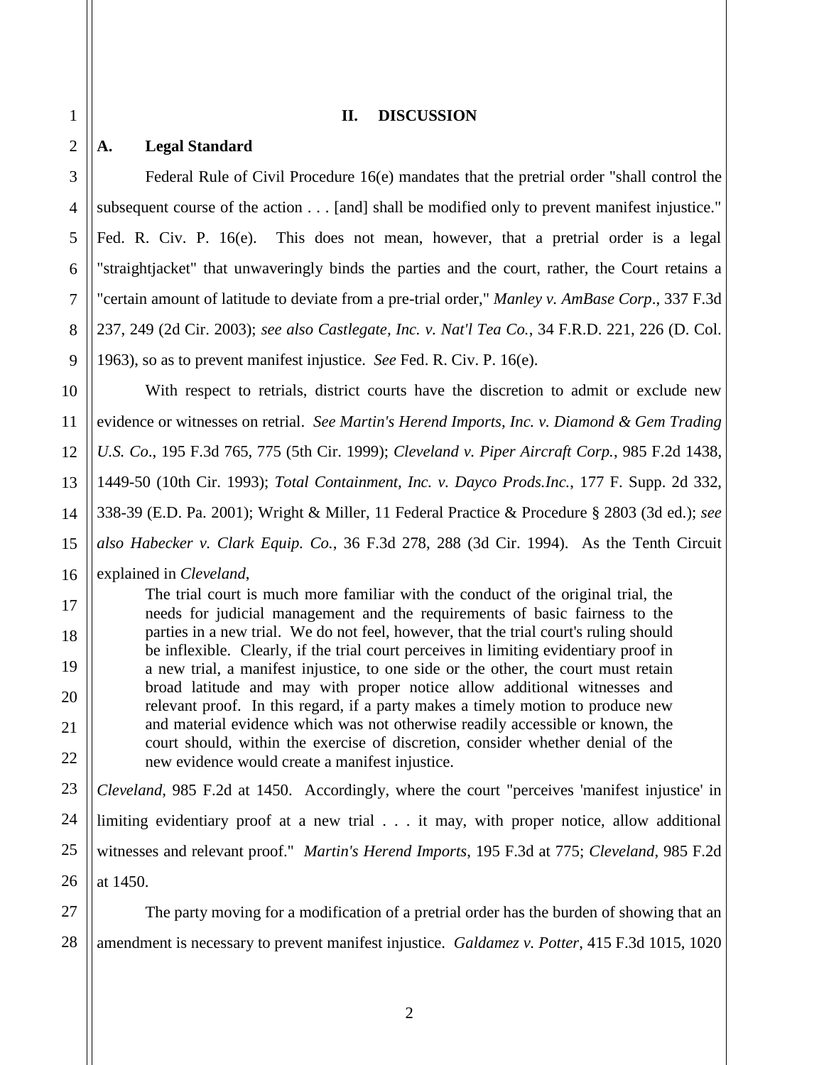## II. DISCUSSION

### A. Legal Standard

Federal Rule of Civil Procedure 16(e) mandates that the pretrial order "shall control the subsequent course of the action . . . [and] shall be modified only to prevent manifest injustice." Fed. R. Civ. P. 16(e). This does not mean, however, that a pretrial order is a legal "straightjacket" that unwaveringly binds the parties and the court, rather, the Court retains a "certain amount of latitude to deviate from a pre-trial order," *Manley v. AmBase Corp*., 337 F.3d 237, 249 (2d Cir. 2003); *see also Castlegate, Inc. v. Nat'l Tea Co.*, 34 F.R.D. 221, 226 (D. Col. 1963), so as to prevent manifest injustice. *See* Fed. R. Civ. P. 16(e).

With respect to retrials, district courts have the discretion to admit or exclude new evidence or witnesses on retrial. *See Martin's Herend Imports, Inc. v. Diamond & Gem Trading U.S. Co*., 195 F.3d 765, 775 (5th Cir. 1999); *Cleveland v. Piper Aircraft Corp.*, 985 F.2d 1438, 1449-50 (10th Cir. 1993); *Total Containment, Inc. v. Dayco Prods.Inc.*, 177 F. Supp. 2d 332, 338-39 (E.D. Pa. 2001); Wright & Miller, 11 Federal Practice & Procedure § 2803 (3d ed.); *see also Habecker v. Clark Equip. Co.*, 36 F.3d 278, 288 (3d Cir. 1994). As the Tenth Circuit explained in *Cleveland*,

> The trial court is much more familiar with the conduct of the original trial, the needs for judicial management and the requirements of basic fairness to the parties in a new trial. We do not feel, however, that the trial court's ruling should be inflexible. Clearly, if the trial court perceives in limiting evidentiary proof in a new trial, a manifest injustice, to one side or the other, the court must retain broad latitude and may with proper notice allow additional witnesses and relevant proof. In this regard, if a party makes a timely motion to produce new and material evidence which was not otherwise readily accessible or known, the court should, within the exercise of discretion, consider whether denial of the new evidence would create a manifest injustice.

*Cleveland*, 985 F.2d at 1450. Accordingly, where the court "perceives 'manifest injustice' in limiting evidentiary proof at a new trial . . . it may, with proper notice, allow additional witnesses and relevant proof." *Martin's Herend Imports*, 195 F.3d at 775; *Cleveland*, 985 F.2d at 1450.

The party moving for a modification of a pretrial order has the burden of showing that an amendment is necessary to prevent manifest injustice. *Galdamez v. Potter*, 415 F.3d 1015, 1020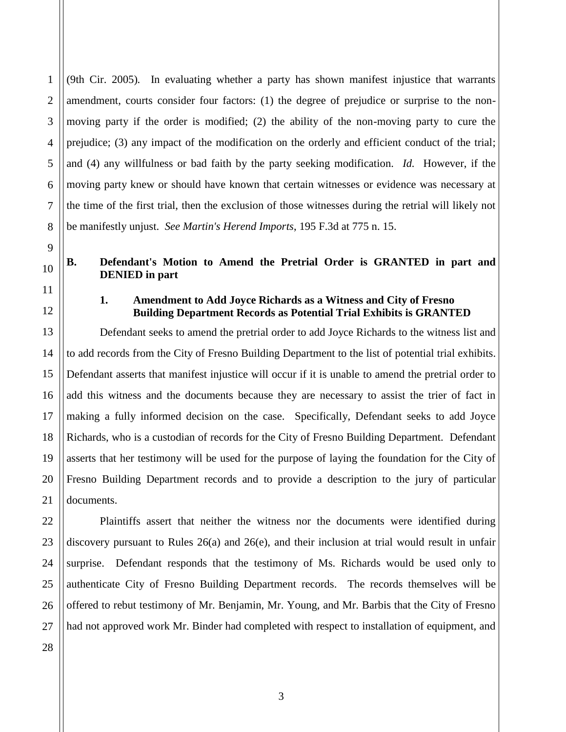(9th Cir. 2005). In evaluating whether a party has shown manifest injustice that warrants amendment, courts consider four factors: (1) the degree of prejudice or surprise to the non-moving party if the order is modified; (2) the ability of the non-moving party to cure the prejudice; (3) any impact of the modification on the orderly and efficient conduct of the trial; and (4) any willfulness or bad faith by the party seeking modification. *Id.* However, if the moving party knew or should have known that certain witnesses or evidence was necessary at the time of the first trial, then the exclusion of those witnesses during the retrial will likely not be manifestly unjust. *See Martin's Herend Imports*, 195 F.3d at 775 n. 15.

## B. Defendant's Motion to Amend the Pretrial Order is GRANTED in part and DENIED in part

### 1. Amendment to Add Joyce Richards as a Witness and City of Fresno Building Department Records as Potential Trial Exhibits is GRANTED

Defendant seeks to amend the pretrial order to add Joyce Richards to the witness list and to add records from the City of Fresno Building Department to the list of potential trial exhibits. Defendant asserts that manifest injustice will occur if it is unable to amend the pretrial order to add this witness and the documents because they are necessary to assist the trier of fact in making a fully informed decision on the case. Specifically, Defendant seeks to add Joyce Richards, who is a custodian of records for the City of Fresno Building Department. Defendant asserts that her testimony will be used for the purpose of laying the foundation for the City of Fresno Building Department records and to provide a description to the jury of particular documents.

Plaintiffs assert that neither the witness nor the documents were identified during discovery pursuant to Rules 26(a) and 26(e), and their inclusion at trial would result in unfair surprise. Defendant responds that the testimony of Ms. Richards would be used only to authenticate City of Fresno Building Department records. The records themselves will be offered to rebut testimony of Mr. Benjamin, Mr. Young, and Mr. Barbis that the City of Fresno had not approved work Mr. Binder had completed with respect to installation of equipment, and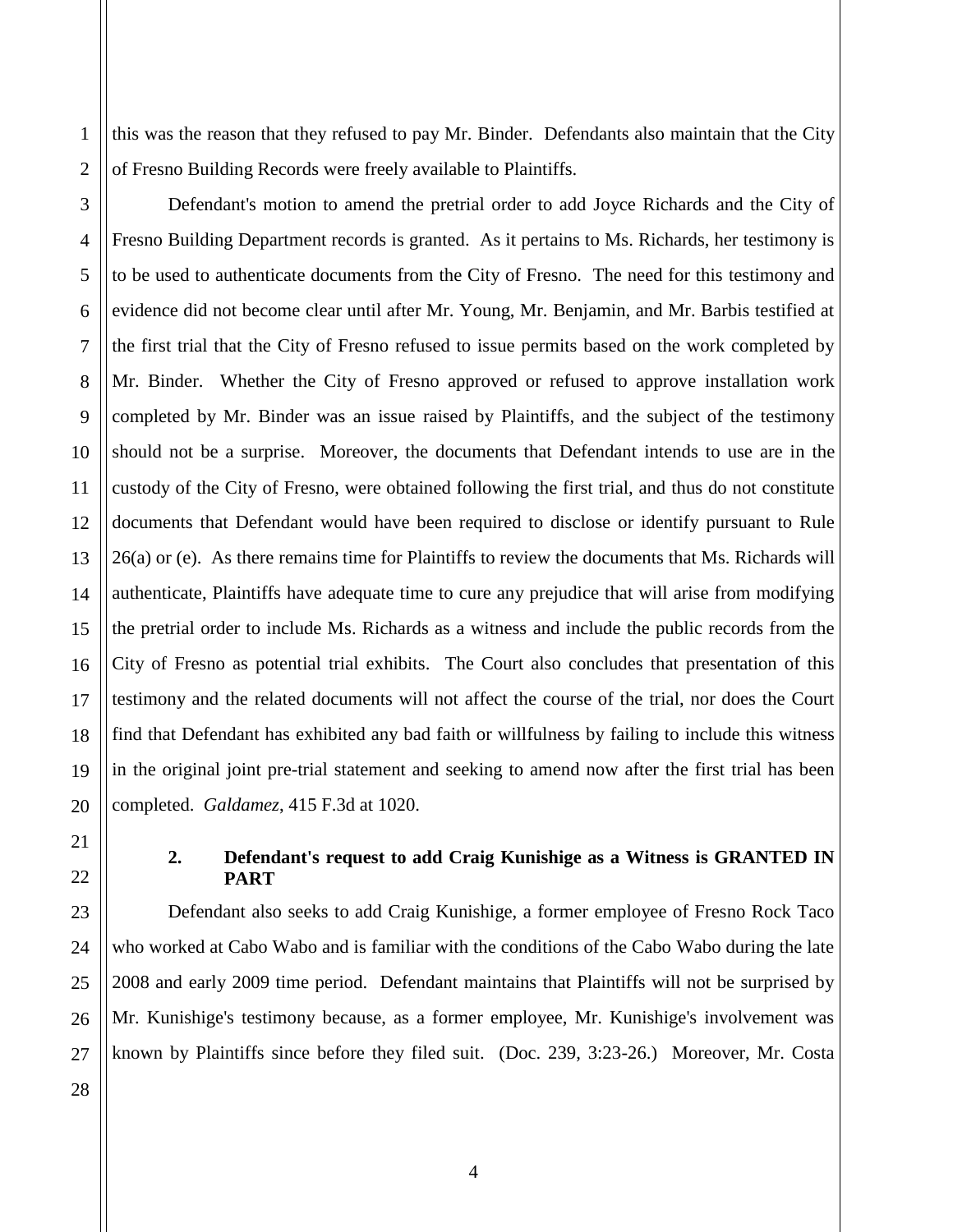this was the reason that they refused to pay Mr. Binder. Defendants also maintain that the City of Fresno Building Records were freely available to Plaintiffs.

Defendant's motion to amend the pretrial order to add Joyce Richards and the City of Fresno Building Department records is granted. As it pertains to Ms. Richards, her testimony is to be used to authenticate documents from the City of Fresno. The need for this testimony and evidence did not become clear until after Mr. Young, Mr. Benjamin, and Mr. Barbis testified at the first trial that the City of Fresno refused to issue permits based on the work completed by Mr. Binder. Whether the City of Fresno approved or refused to approve installation work completed by Mr. Binder was an issue raised by Plaintiffs, and the subject of the testimony should not be a surprise. Moreover, the documents that Defendant intends to use are in the custody of the City of Fresno, were obtained following the first trial, and thus do not constitute documents that Defendant would have been required to disclose or identify pursuant to Rule 26(a) or (e). As there remains time for Plaintiffs to review the documents that Ms. Richards will authenticate, Plaintiffs have adequate time to cure any prejudice that will arise from modifying the pretrial order to include Ms. Richards as a witness and include the public records from the City of Fresno as potential trial exhibits. The Court also concludes that presentation of this testimony and the related documents will not affect the course of the trial, nor does the Court find that Defendant has exhibited any bad faith or willfulness by failing to include this witness in the original joint pre-trial statement and seeking to amend now after the first trial has been completed. *Galdamez*, 415 F.3d at 1020.

**2. Defendant's request to add Craig Kunishige as a Witness is GRANTED IN PART**

Defendant also seeks to add Craig Kunishige, a former employee of Fresno Rock Taco who worked at Cabo Wabo and is familiar with the conditions of the Cabo Wabo during the late 2008 and early 2009 time period. Defendant maintains that Plaintiffs will not be surprised by Mr. Kunishige's testimony because, as a former employee, Mr. Kunishige's involvement was known by Plaintiffs since before they filed suit. (Doc. 239, 3:23-26.) Moreover, Mr. Costa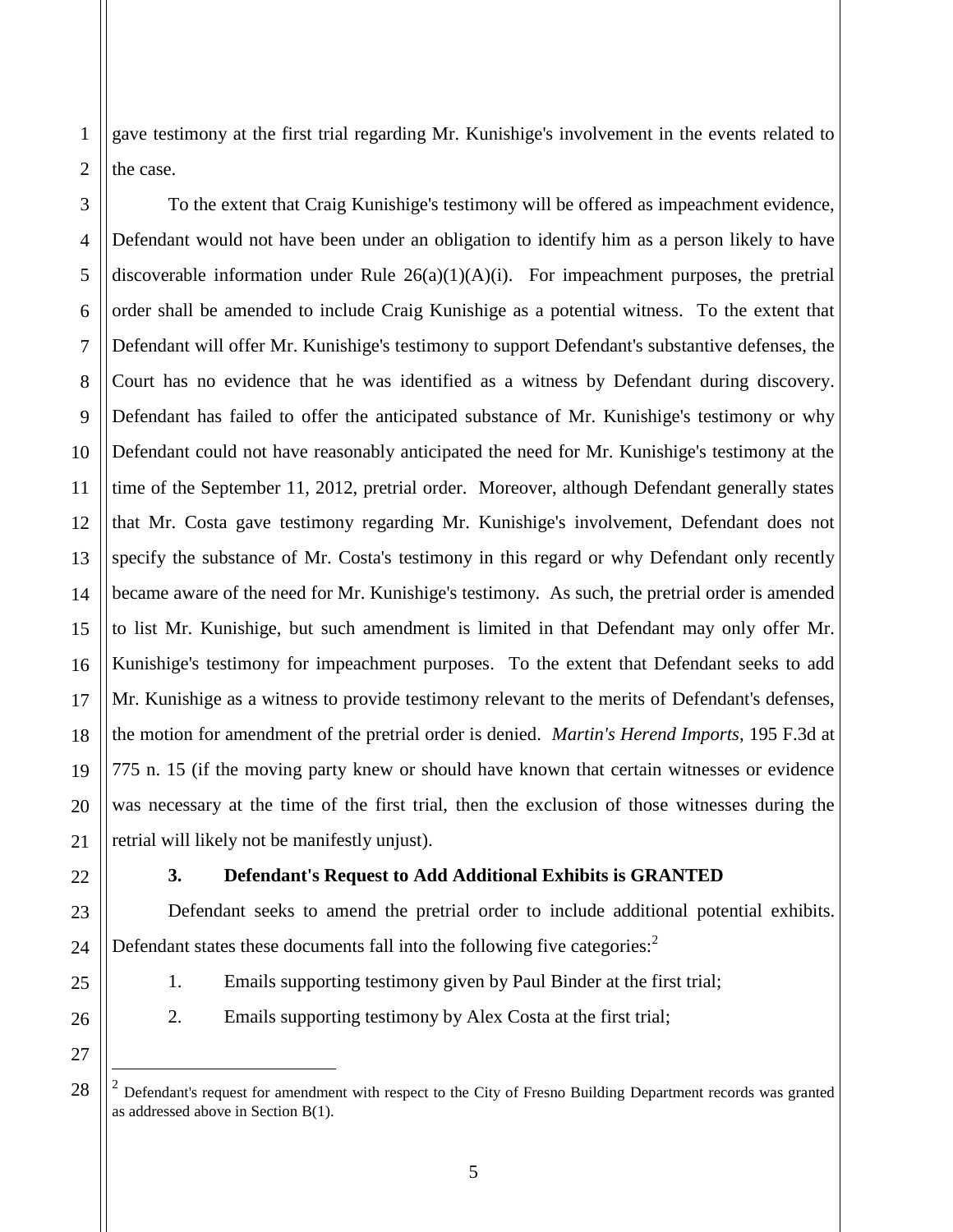gave testimony at the first trial regarding Mr. Kunishige's involvement in the events related to the case.

To the extent that Craig Kunishige's testimony will be offered as impeachment evidence, Defendant would not have been under an obligation to identify him as a person likely to have discoverable information under Rule 26(a)(1)(A)(i). For impeachment purposes, the pretrial order shall be amended to include Craig Kunishige as a potential witness. To the extent that Defendant will offer Mr. Kunishige's testimony to support Defendant's substantive defenses, the Court has no evidence that he was identified as a witness by Defendant during discovery. Defendant has failed to offer the anticipated substance of Mr. Kunishige's testimony or why Defendant could not have reasonably anticipated the need for Mr. Kunishige's testimony at the time of the September 11, 2012, pretrial order. Moreover, although Defendant generally states that Mr. Costa gave testimony regarding Mr. Kunishige's involvement, Defendant does not specify the substance of Mr. Costa's testimony in this regard or why Defendant only recently became aware of the need for Mr. Kunishige's testimony. As such, the pretrial order is amended to list Mr. Kunishige, but such amendment is limited in that Defendant may only offer Mr. Kunishige's testimony for impeachment purposes. To the extent that Defendant seeks to add Mr. Kunishige as a witness to provide testimony relevant to the merits of Defendant's defenses, the motion for amendment of the pretrial order is denied. *Martin's Herend Imports*, 195 F.3d at 775 n. 15 (if the moving party knew or should have known that certain witnesses or evidence was necessary at the time of the first trial, then the exclusion of those witnesses during the retrial will likely not be manifestly unjust).

### 3. Defendant's Request to Add Additional Exhibits is GRANTED

Defendant seeks to amend the pretrial order to include additional potential exhibits. Defendant states these documents fall into the following five categories:[2]

1. Emails supporting testimony given by Paul Binder at the first trial;
2. Emails supporting testimony by Alex Costa at the first trial;

---

[2] Defendant's request for amendment with respect to the City of Fresno Building Department records was granted as addressed above in Section B(1).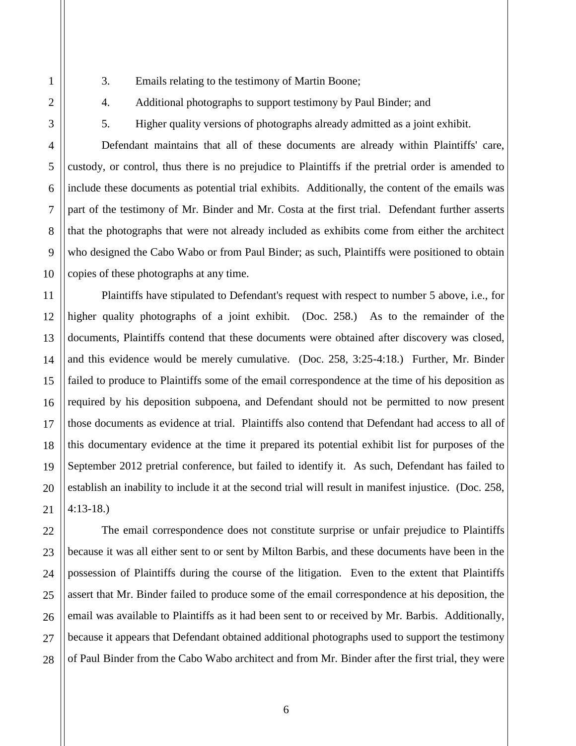3. Emails relating to the testimony of Martin Boone;

4. Additional photographs to support testimony by Paul Binder; and

5. Higher quality versions of photographs already admitted as a joint exhibit.

Defendant maintains that all of these documents are already within Plaintiffs' care, custody, or control, thus there is no prejudice to Plaintiffs if the pretrial order is amended to include these documents as potential trial exhibits. Additionally, the content of the emails was part of the testimony of Mr. Binder and Mr. Costa at the first trial. Defendant further asserts that the photographs that were not already included as exhibits come from either the architect who designed the Cabo Wabo or from Paul Binder; as such, Plaintiffs were positioned to obtain copies of these photographs at any time.

Plaintiffs have stipulated to Defendant's request with respect to number 5 above, i.e., for higher quality photographs of a joint exhibit. (Doc. 258.) As to the remainder of the documents, Plaintiffs contend that these documents were obtained after discovery was closed, and this evidence would be merely cumulative. (Doc. 258, 3:25-4:18.) Further, Mr. Binder failed to produce to Plaintiffs some of the email correspondence at the time of his deposition as required by his deposition subpoena, and Defendant should not be permitted to now present those documents as evidence at trial. Plaintiffs also contend that Defendant had access to all of this documentary evidence at the time it prepared its potential exhibit list for purposes of the September 2012 pretrial conference, but failed to identify it. As such, Defendant has failed to establish an inability to include it at the second trial will result in manifest injustice. (Doc. 258, 4:13-18.)

The email correspondence does not constitute surprise or unfair prejudice to Plaintiffs because it was all either sent to or sent by Milton Barbis, and these documents have been in the possession of Plaintiffs during the course of the litigation. Even to the extent that Plaintiffs assert that Mr. Binder failed to produce some of the email correspondence at his deposition, the email was available to Plaintiffs as it had been sent to or received by Mr. Barbis. Additionally, because it appears that Defendant obtained additional photographs used to support the testimony of Paul Binder from the Cabo Wabo architect and from Mr. Binder after the first trial, they were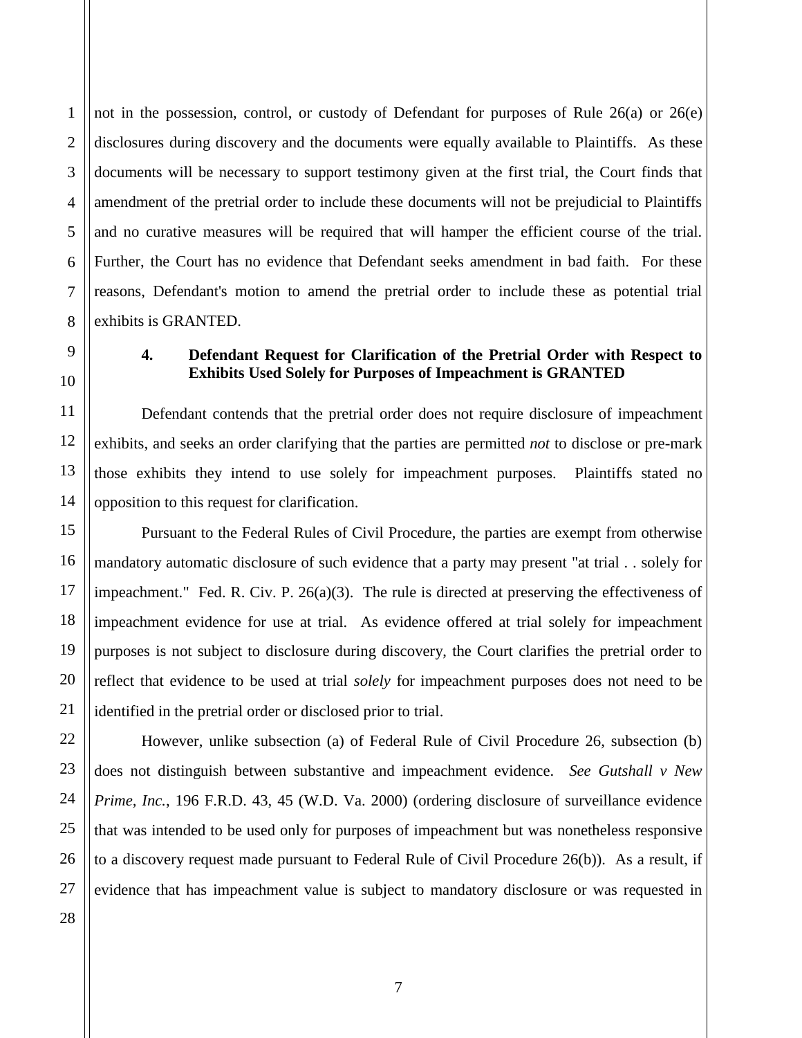not in the possession, control, or custody of Defendant for purposes of Rule 26(a) or 26(e) disclosures during discovery and the documents were equally available to Plaintiffs. As these documents will be necessary to support testimony given at the first trial, the Court finds that amendment of the pretrial order to include these documents will not be prejudicial to Plaintiffs and no curative measures will be required that will hamper the efficient course of the trial. Further, the Court has no evidence that Defendant seeks amendment in bad faith. For these reasons, Defendant's motion to amend the pretrial order to include these as potential trial exhibits is GRANTED.

**4. Defendant Request for Clarification of the Pretrial Order with Respect to Exhibits Used Solely for Purposes of Impeachment is GRANTED**

Defendant contends that the pretrial order does not require disclosure of impeachment exhibits, and seeks an order clarifying that the parties are permitted *not* to disclose or pre-mark those exhibits they intend to use solely for impeachment purposes. Plaintiffs stated no opposition to this request for clarification.

Pursuant to the Federal Rules of Civil Procedure, the parties are exempt from otherwise mandatory automatic disclosure of such evidence that a party may present "at trial . . solely for impeachment." Fed. R. Civ. P. 26(a)(3). The rule is directed at preserving the effectiveness of impeachment evidence for use at trial. As evidence offered at trial solely for impeachment purposes is not subject to disclosure during discovery, the Court clarifies the pretrial order to reflect that evidence to be used at trial *solely* for impeachment purposes does not need to be identified in the pretrial order or disclosed prior to trial.

However, unlike subsection (a) of Federal Rule of Civil Procedure 26, subsection (b) does not distinguish between substantive and impeachment evidence. *See Gutshall v New Prime, Inc.*, 196 F.R.D. 43, 45 (W.D. Va. 2000) (ordering disclosure of surveillance evidence that was intended to be used only for purposes of impeachment but was nonetheless responsive to a discovery request made pursuant to Federal Rule of Civil Procedure 26(b)). As a result, if evidence that has impeachment value is subject to mandatory disclosure or was requested in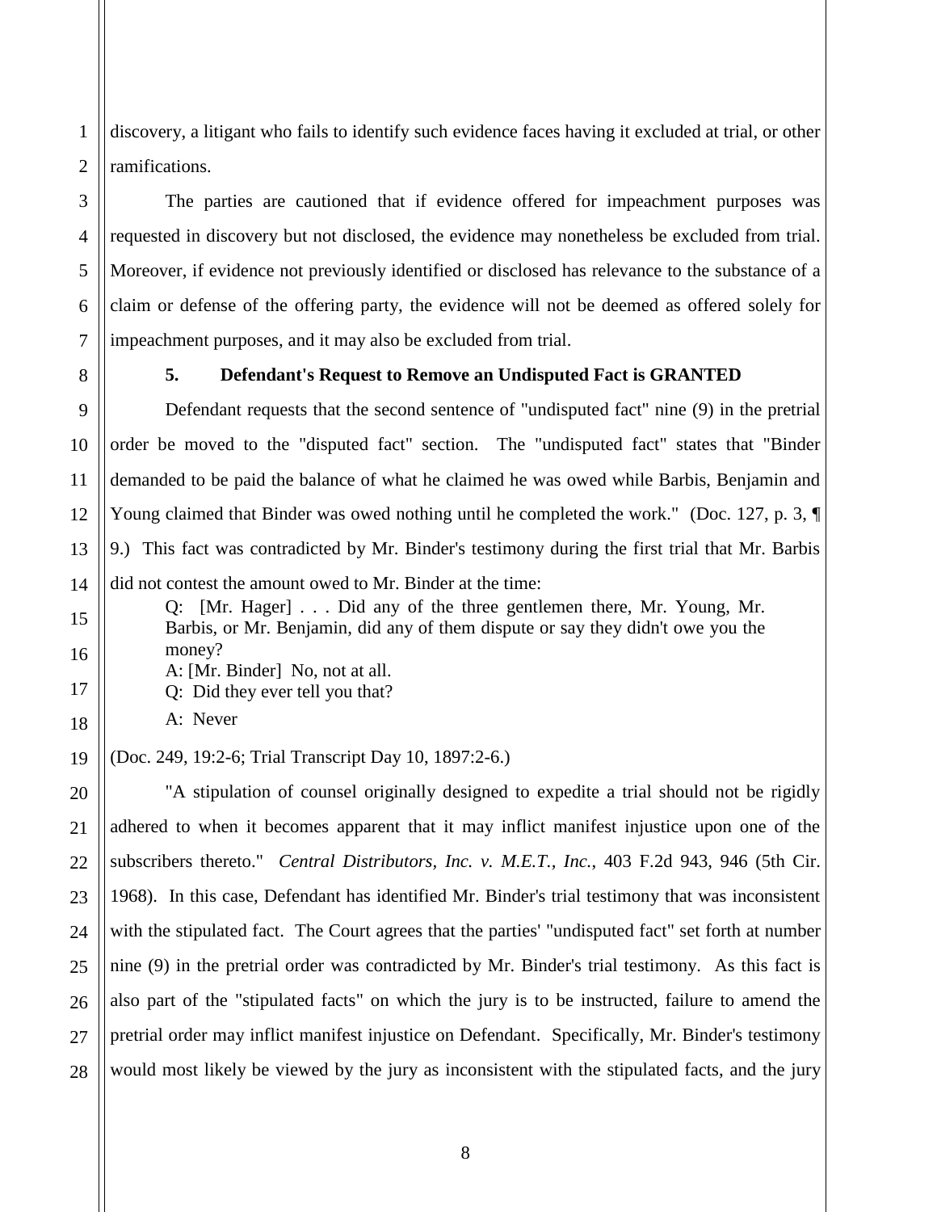discovery, a litigant who fails to identify such evidence faces having it excluded at trial, or other ramifications.

The parties are cautioned that if evidence offered for impeachment purposes was requested in discovery but not disclosed, the evidence may nonetheless be excluded from trial. Moreover, if evidence not previously identified or disclosed has relevance to the substance of a claim or defense of the offering party, the evidence will not be deemed as offered solely for impeachment purposes, and it may also be excluded from trial.

**5. Defendant's Request to Remove an Undisputed Fact is GRANTED**

Defendant requests that the second sentence of "undisputed fact" nine (9) in the pretrial order be moved to the "disputed fact" section. The "undisputed fact" states that "Binder demanded to be paid the balance of what he claimed he was owed while Barbis, Benjamin and Young claimed that Binder was owed nothing until he completed the work." (Doc. 127, p. 3, ¶ 9.) This fact was contradicted by Mr. Binder's testimony during the first trial that Mr. Barbis did not contest the amount owed to Mr. Binder at the time:

> Q: [Mr. Hager] . . . Did any of the three gentlemen there, Mr. Young, Mr. Barbis, or Mr. Benjamin, did any of them dispute or say they didn't owe you the money?
> A: [Mr. Binder] No, not at all.
> Q: Did they ever tell you that?
> A: Never

(Doc. 249, 19:2-6; Trial Transcript Day 10, 1897:2-6.)

"A stipulation of counsel originally designed to expedite a trial should not be rigidly adhered to when it becomes apparent that it may inflict manifest injustice upon one of the subscribers thereto." *Central Distributors, Inc. v. M.E.T., Inc.*, 403 F.2d 943, 946 (5th Cir. 1968). In this case, Defendant has identified Mr. Binder's trial testimony that was inconsistent with the stipulated fact. The Court agrees that the parties' "undisputed fact" set forth at number nine (9) in the pretrial order was contradicted by Mr. Binder's trial testimony. As this fact is also part of the "stipulated facts" on which the jury is to be instructed, failure to amend the pretrial order may inflict manifest injustice on Defendant. Specifically, Mr. Binder's testimony would most likely be viewed by the jury as inconsistent with the stipulated facts, and the jury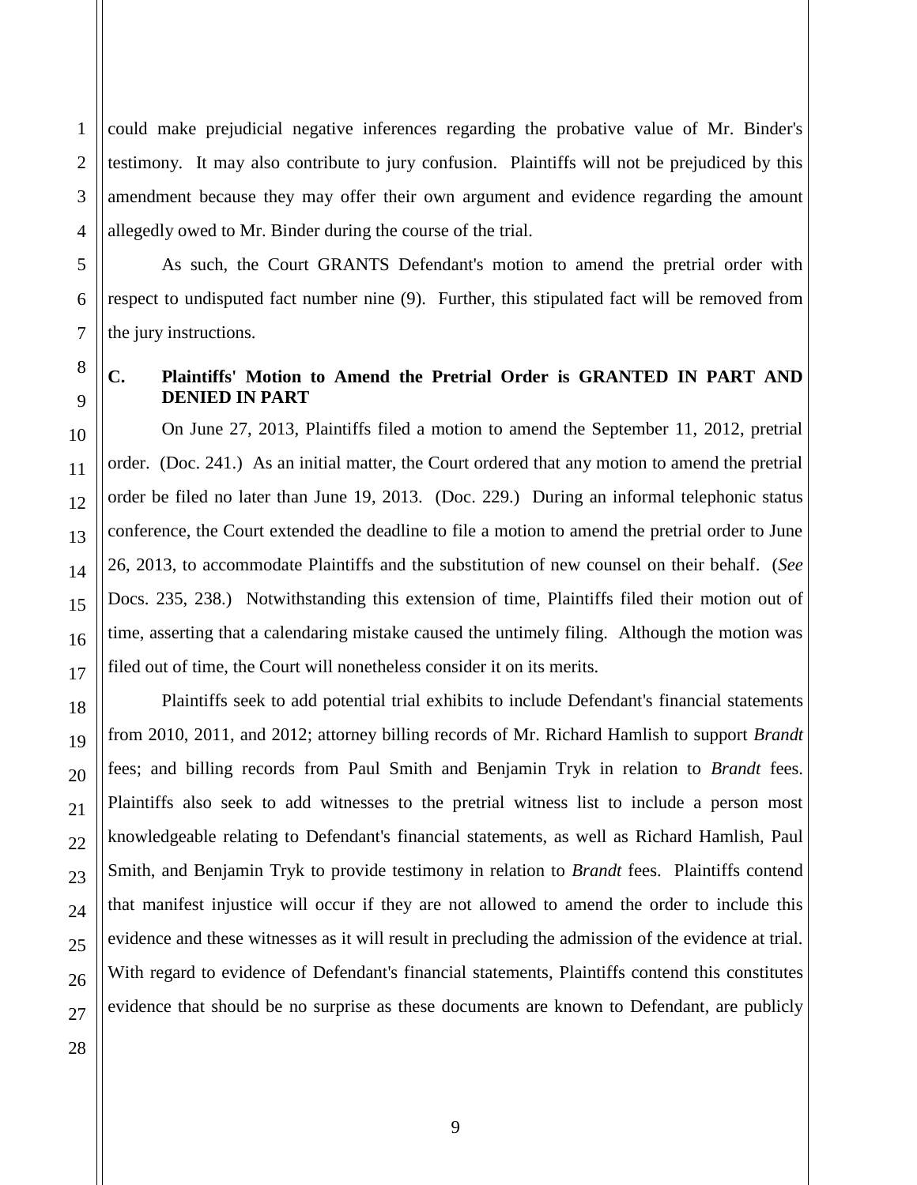could make prejudicial negative inferences regarding the probative value of Mr. Binder's testimony. It may also contribute to jury confusion. Plaintiffs will not be prejudiced by this amendment because they may offer their own argument and evidence regarding the amount allegedly owed to Mr. Binder during the course of the trial.

As such, the Court GRANTS Defendant's motion to amend the pretrial order with respect to undisputed fact number nine (9). Further, this stipulated fact will be removed from the jury instructions.

### C. Plaintiffs' Motion to Amend the Pretrial Order is GRANTED IN PART AND DENIED IN PART

On June 27, 2013, Plaintiffs filed a motion to amend the September 11, 2012, pretrial order. (Doc. 241.) As an initial matter, the Court ordered that any motion to amend the pretrial order be filed no later than June 19, 2013. (Doc. 229.) During an informal telephonic status conference, the Court extended the deadline to file a motion to amend the pretrial order to June 26, 2013, to accommodate Plaintiffs and the substitution of new counsel on their behalf. (*See* Docs. 235, 238.) Notwithstanding this extension of time, Plaintiffs filed their motion out of time, asserting that a calendaring mistake caused the untimely filing. Although the motion was filed out of time, the Court will nonetheless consider it on its merits.

Plaintiffs seek to add potential trial exhibits to include Defendant's financial statements from 2010, 2011, and 2012; attorney billing records of Mr. Richard Hamlish to support *Brandt* fees; and billing records from Paul Smith and Benjamin Tryk in relation to *Brandt* fees. Plaintiffs also seek to add witnesses to the pretrial witness list to include a person most knowledgeable relating to Defendant's financial statements, as well as Richard Hamlish, Paul Smith, and Benjamin Tryk to provide testimony in relation to *Brandt* fees. Plaintiffs contend that manifest injustice will occur if they are not allowed to amend the order to include this evidence and these witnesses as it will result in precluding the admission of the evidence at trial. With regard to evidence of Defendant's financial statements, Plaintiffs contend this constitutes evidence that should be no surprise as these documents are known to Defendant, are publicly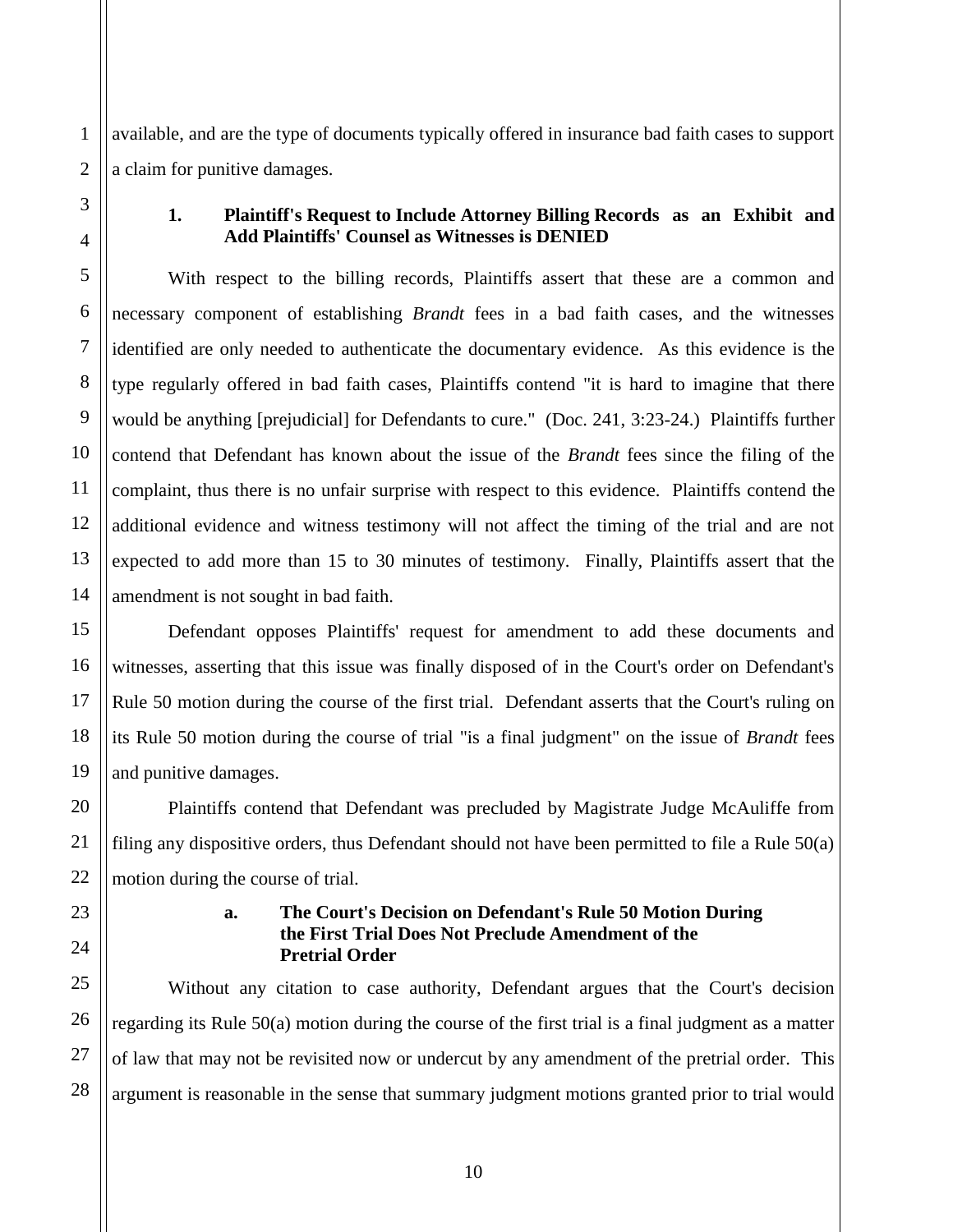available, and are the type of documents typically offered in insurance bad faith cases to support a claim for punitive damages.

### 1. Plaintiff's Request to Include Attorney Billing Records as an Exhibit and Add Plaintiffs' Counsel as Witnesses is DENIED

With respect to the billing records, Plaintiffs assert that these are a common and necessary component of establishing *Brandt* fees in a bad faith cases, and the witnesses identified are only needed to authenticate the documentary evidence. As this evidence is the type regularly offered in bad faith cases, Plaintiffs contend "it is hard to imagine that there would be anything [prejudicial] for Defendants to cure." (Doc. 241, 3:23-24.) Plaintiffs further contend that Defendant has known about the issue of the *Brandt* fees since the filing of the complaint, thus there is no unfair surprise with respect to this evidence. Plaintiffs contend the additional evidence and witness testimony will not affect the timing of the trial and are not expected to add more than 15 to 30 minutes of testimony. Finally, Plaintiffs assert that the amendment is not sought in bad faith.

Defendant opposes Plaintiffs' request for amendment to add these documents and witnesses, asserting that this issue was finally disposed of in the Court's order on Defendant's Rule 50 motion during the course of the first trial. Defendant asserts that the Court's ruling on its Rule 50 motion during the course of trial "is a final judgment" on the issue of *Brandt* fees and punitive damages.

Plaintiffs contend that Defendant was precluded by Magistrate Judge McAuliffe from filing any dispositive orders, thus Defendant should not have been permitted to file a Rule 50(a) motion during the course of trial.

#### a. The Court's Decision on Defendant's Rule 50 Motion During the First Trial Does Not Preclude Amendment of the Pretrial Order

Without any citation to case authority, Defendant argues that the Court's decision regarding its Rule 50(a) motion during the course of the first trial is a final judgment as a matter of law that may not be revisited now or undercut by any amendment of the pretrial order. This argument is reasonable in the sense that summary judgment motions granted prior to trial would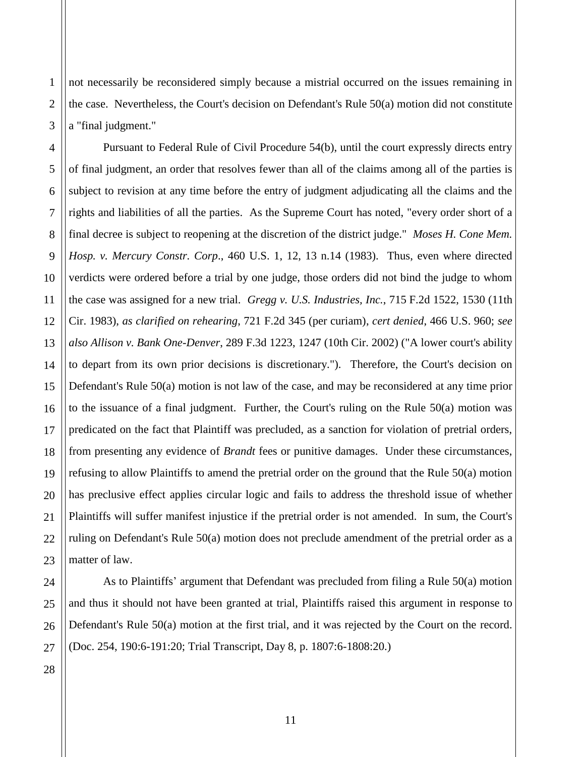not necessarily be reconsidered simply because a mistrial occurred on the issues remaining in the case. Nevertheless, the Court's decision on Defendant's Rule 50(a) motion did not constitute a "final judgment."

Pursuant to Federal Rule of Civil Procedure 54(b), until the court expressly directs entry of final judgment, an order that resolves fewer than all of the claims among all of the parties is subject to revision at any time before the entry of judgment adjudicating all the claims and the rights and liabilities of all the parties. As the Supreme Court has noted, "every order short of a final decree is subject to reopening at the discretion of the district judge." *Moses H. Cone Mem. Hosp. v. Mercury Constr. Corp*., 460 U.S. 1, 12, 13 n.14 (1983). Thus, even where directed verdicts were ordered before a trial by one judge, those orders did not bind the judge to whom the case was assigned for a new trial. *Gregg v. U.S. Industries, Inc.*, 715 F.2d 1522, 1530 (11th Cir. 1983), *as clarified on rehearing*, 721 F.2d 345 (per curiam), *cert denied*, 466 U.S. 960; *see also Allison v. Bank One-Denver*, 289 F.3d 1223, 1247 (10th Cir. 2002) ("A lower court's ability to depart from its own prior decisions is discretionary."). Therefore, the Court's decision on Defendant's Rule 50(a) motion is not law of the case, and may be reconsidered at any time prior to the issuance of a final judgment. Further, the Court's ruling on the Rule 50(a) motion was predicated on the fact that Plaintiff was precluded, as a sanction for violation of pretrial orders, from presenting any evidence of *Brandt* fees or punitive damages. Under these circumstances, refusing to allow Plaintiffs to amend the pretrial order on the ground that the Rule 50(a) motion has preclusive effect applies circular logic and fails to address the threshold issue of whether Plaintiffs will suffer manifest injustice if the pretrial order is not amended. In sum, the Court's ruling on Defendant's Rule 50(a) motion does not preclude amendment of the pretrial order as a matter of law.

As to Plaintiffs' argument that Defendant was precluded from filing a Rule 50(a) motion and thus it should not have been granted at trial, Plaintiffs raised this argument in response to Defendant's Rule 50(a) motion at the first trial, and it was rejected by the Court on the record. (Doc. 254, 190:6-191:20; Trial Transcript, Day 8, p. 1807:6-1808:20.)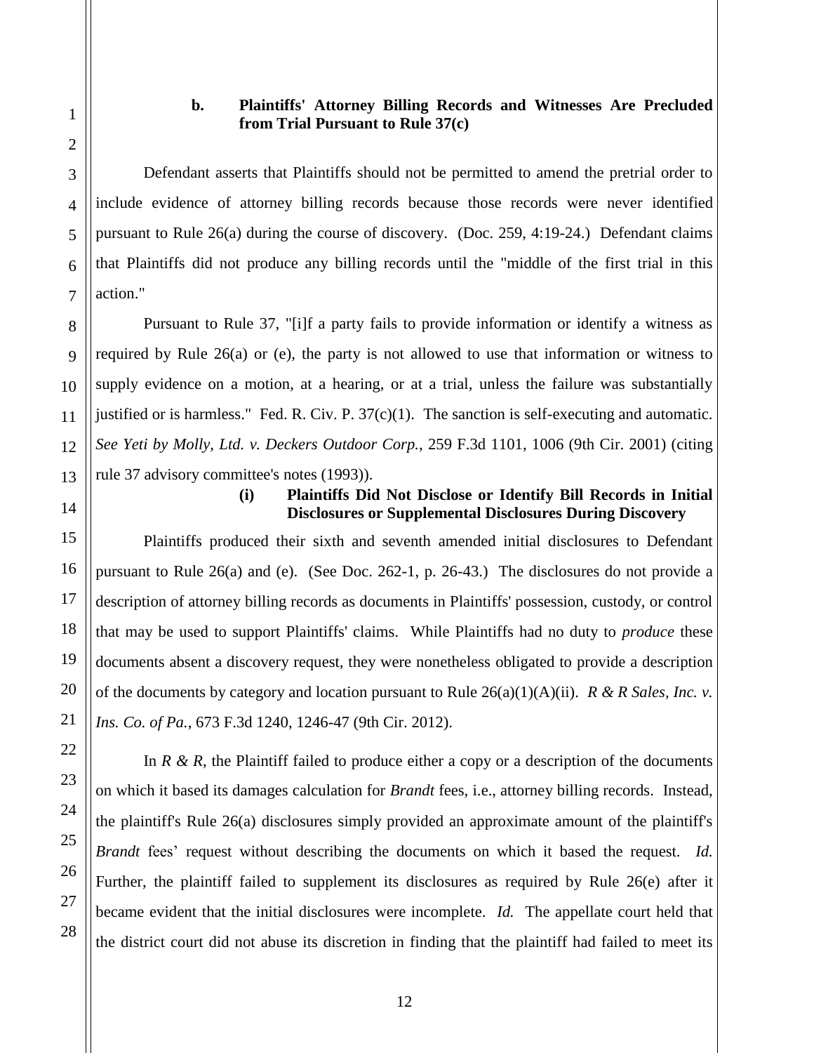### b. Plaintiffs' Attorney Billing Records and Witnesses Are Precluded from Trial Pursuant to Rule 37(c)

Defendant asserts that Plaintiffs should not be permitted to amend the pretrial order to include evidence of attorney billing records because those records were never identified pursuant to Rule 26(a) during the course of discovery. (Doc. 259, 4:19-24.) Defendant claims that Plaintiffs did not produce any billing records until the "middle of the first trial in this action."

Pursuant to Rule 37, "[i]f a party fails to provide information or identify a witness as required by Rule 26(a) or (e), the party is not allowed to use that information or witness to supply evidence on a motion, at a hearing, or at a trial, unless the failure was substantially justified or is harmless." Fed. R. Civ. P. 37(c)(1). The sanction is self-executing and automatic. *See Yeti by Molly, Ltd. v. Deckers Outdoor Corp.*, 259 F.3d 1101, 1006 (9th Cir. 2001) (citing rule 37 advisory committee's notes (1993)).

#### (i) Plaintiffs Did Not Disclose or Identify Bill Records in Initial Disclosures or Supplemental Disclosures During Discovery

Plaintiffs produced their sixth and seventh amended initial disclosures to Defendant pursuant to Rule 26(a) and (e). (See Doc. 262-1, p. 26-43.) The disclosures do not provide a description of attorney billing records as documents in Plaintiffs' possession, custody, or control that may be used to support Plaintiffs' claims. While Plaintiffs had no duty to *produce* these documents absent a discovery request, they were nonetheless obligated to provide a description of the documents by category and location pursuant to Rule 26(a)(1)(A)(ii). *R & R Sales, Inc. v. Ins. Co. of Pa.*, 673 F.3d 1240, 1246-47 (9th Cir. 2012).

In *R & R*, the Plaintiff failed to produce either a copy or a description of the documents on which it based its damages calculation for *Brandt* fees, i.e., attorney billing records. Instead, the plaintiff's Rule 26(a) disclosures simply provided an approximate amount of the plaintiff's *Brandt* fees' request without describing the documents on which it based the request. *Id.* Further, the plaintiff failed to supplement its disclosures as required by Rule 26(e) after it became evident that the initial disclosures were incomplete. *Id.* The appellate court held that the district court did not abuse its discretion in finding that the plaintiff had failed to meet its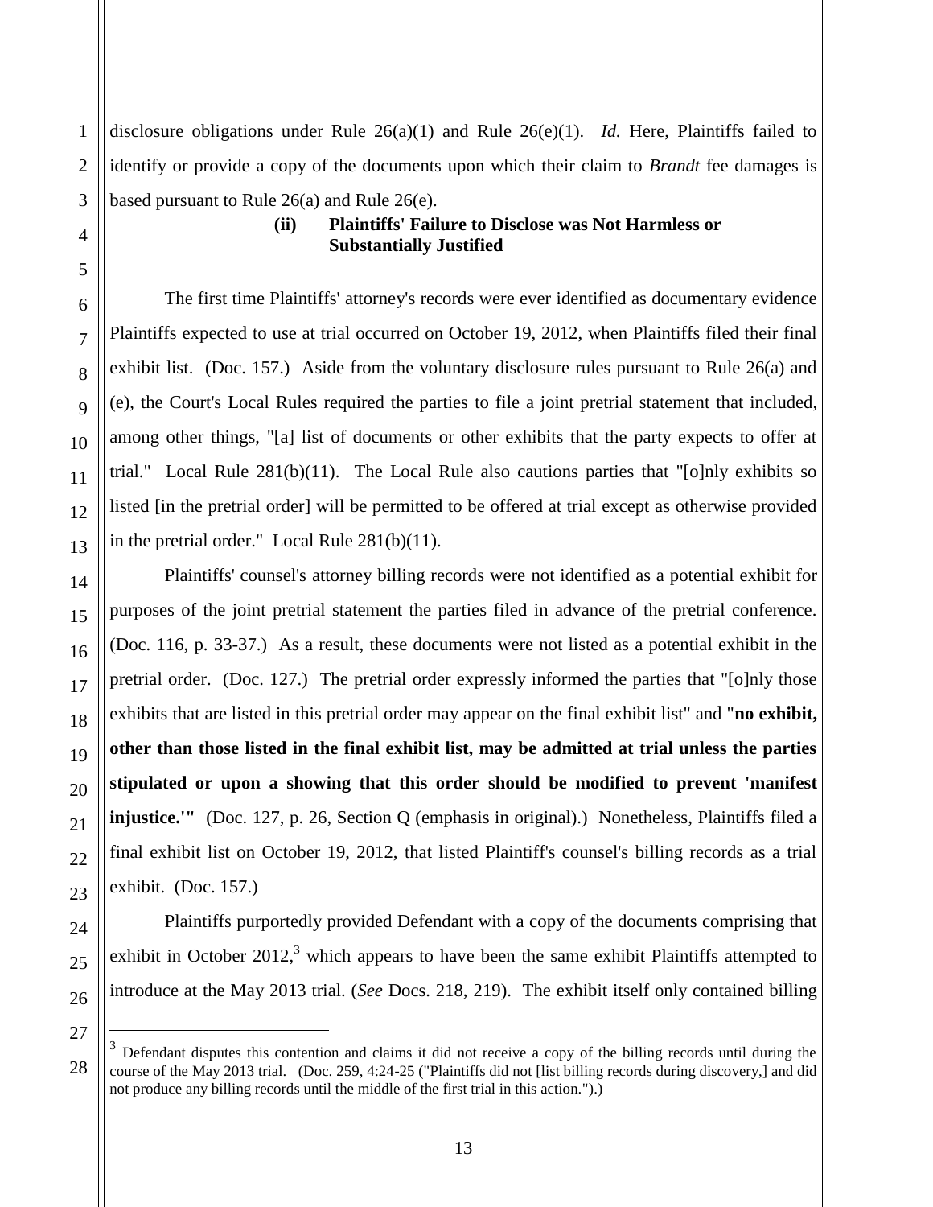disclosure obligations under Rule 26(a)(1) and Rule 26(e)(1). *Id.* Here, Plaintiffs failed to identify or provide a copy of the documents upon which their claim to *Brandt* fee damages is based pursuant to Rule 26(a) and Rule 26(e).

**(ii) Plaintiffs' Failure to Disclose was Not Harmless or Substantially Justified**

The first time Plaintiffs' attorney's records were ever identified as documentary evidence Plaintiffs expected to use at trial occurred on October 19, 2012, when Plaintiffs filed their final exhibit list. (Doc. 157.) Aside from the voluntary disclosure rules pursuant to Rule 26(a) and (e), the Court's Local Rules required the parties to file a joint pretrial statement that included, among other things, "[a] list of documents or other exhibits that the party expects to offer at trial." Local Rule 281(b)(11). The Local Rule also cautions parties that "[o]nly exhibits so listed [in the pretrial order] will be permitted to be offered at trial except as otherwise provided in the pretrial order." Local Rule 281(b)(11).

Plaintiffs' counsel's attorney billing records were not identified as a potential exhibit for purposes of the joint pretrial statement the parties filed in advance of the pretrial conference. (Doc. 116, p. 33-37.) As a result, these documents were not listed as a potential exhibit in the pretrial order. (Doc. 127.) The pretrial order expressly informed the parties that "[o]nly those exhibits that are listed in this pretrial order may appear on the final exhibit list" and "**no exhibit, other than those listed in the final exhibit list, may be admitted at trial unless the parties stipulated or upon a showing that this order should be modified to prevent 'manifest injustice.'"** (Doc. 127, p. 26, Section Q (emphasis in original).) Nonetheless, Plaintiffs filed a final exhibit list on October 19, 2012, that listed Plaintiff's counsel's billing records as a trial exhibit. (Doc. 157.)

Plaintiffs purportedly provided Defendant with a copy of the documents comprising that exhibit in October 2012,[3] which appears to have been the same exhibit Plaintiffs attempted to introduce at the May 2013 trial. (*See* Docs. 218, 219). The exhibit itself only contained billing

[3] Defendant disputes this contention and claims it did not receive a copy of the billing records until during the course of the May 2013 trial. (Doc. 259, 4:24-25 ("Plaintiffs did not [list billing records during discovery,] and did not produce any billing records until the middle of the first trial in this action.").)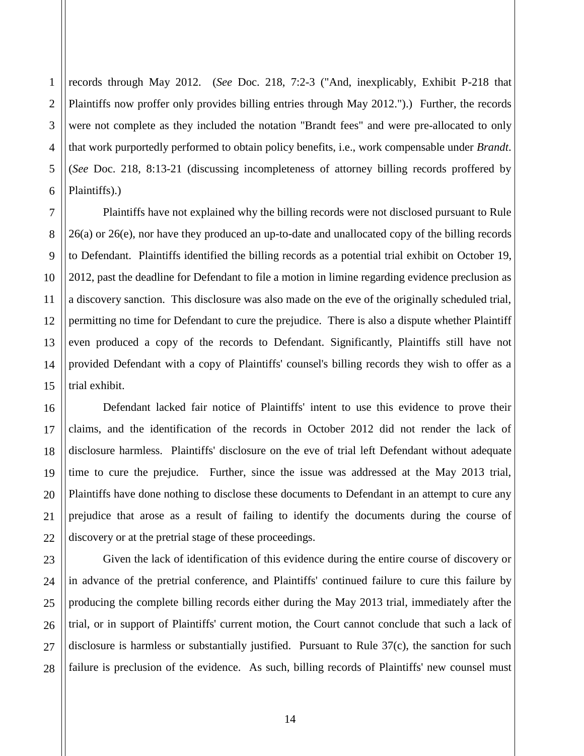records through May 2012. (*See* Doc. 218, 7:2-3 ("And, inexplicably, Exhibit P-218 that Plaintiffs now proffer only provides billing entries through May 2012.").) Further, the records were not complete as they included the notation "Brandt fees" and were pre-allocated to only that work purportedly performed to obtain policy benefits, i.e., work compensable under *Brandt*. (*See* Doc. 218, 8:13-21 (discussing incompleteness of attorney billing records proffered by Plaintiffs).)

Plaintiffs have not explained why the billing records were not disclosed pursuant to Rule 26(a) or 26(e), nor have they produced an up-to-date and unallocated copy of the billing records to Defendant. Plaintiffs identified the billing records as a potential trial exhibit on October 19, 2012, past the deadline for Defendant to file a motion in limine regarding evidence preclusion as a discovery sanction. This disclosure was also made on the eve of the originally scheduled trial, permitting no time for Defendant to cure the prejudice. There is also a dispute whether Plaintiff even produced a copy of the records to Defendant. Significantly, Plaintiffs still have not provided Defendant with a copy of Plaintiffs' counsel's billing records they wish to offer as a trial exhibit.

Defendant lacked fair notice of Plaintiffs' intent to use this evidence to prove their claims, and the identification of the records in October 2012 did not render the lack of disclosure harmless. Plaintiffs' disclosure on the eve of trial left Defendant without adequate time to cure the prejudice. Further, since the issue was addressed at the May 2013 trial, Plaintiffs have done nothing to disclose these documents to Defendant in an attempt to cure any prejudice that arose as a result of failing to identify the documents during the course of discovery or at the pretrial stage of these proceedings.

Given the lack of identification of this evidence during the entire course of discovery or in advance of the pretrial conference, and Plaintiffs' continued failure to cure this failure by producing the complete billing records either during the May 2013 trial, immediately after the trial, or in support of Plaintiffs' current motion, the Court cannot conclude that such a lack of disclosure is harmless or substantially justified. Pursuant to Rule 37(c), the sanction for such failure is preclusion of the evidence. As such, billing records of Plaintiffs' new counsel must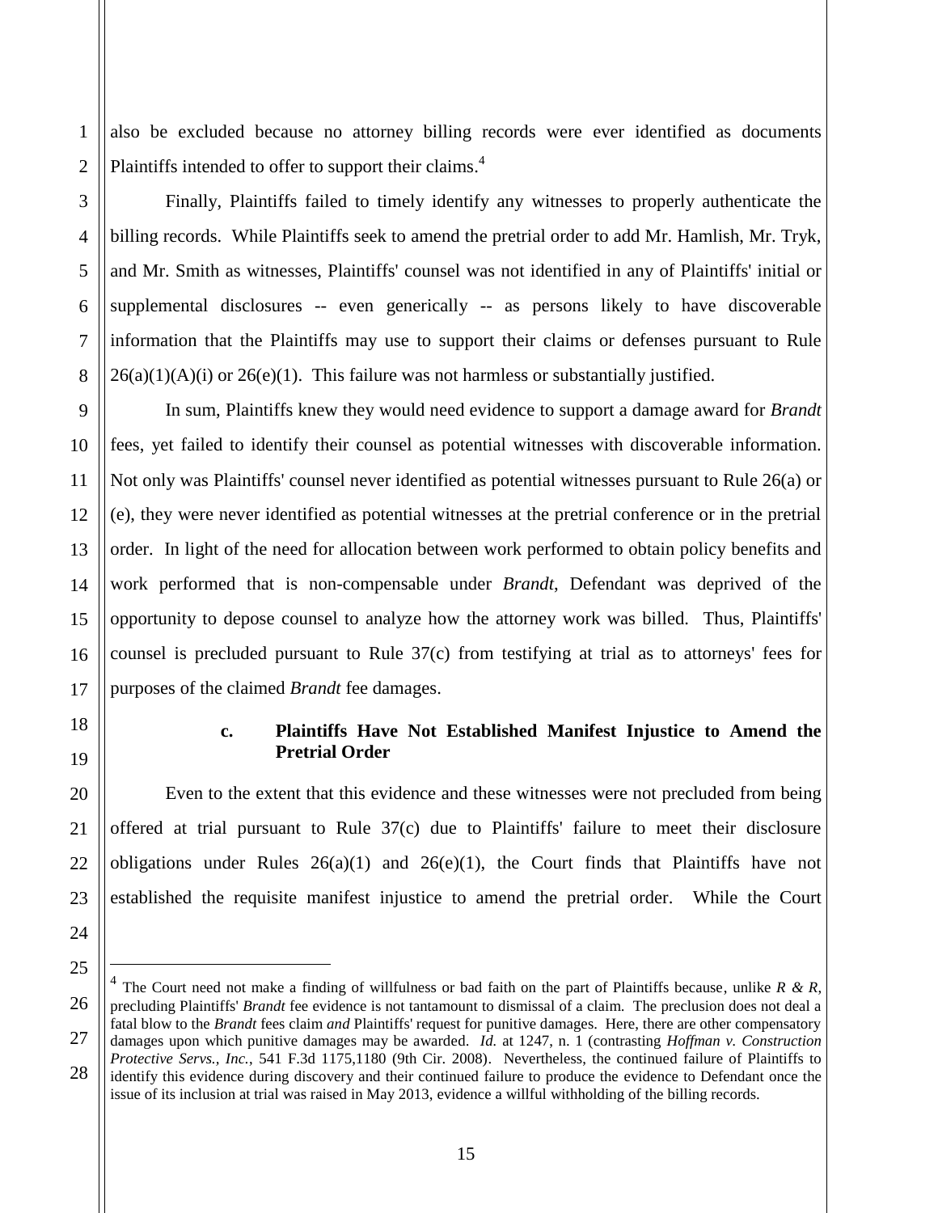also be excluded because no attorney billing records were ever identified as documents Plaintiffs intended to offer to support their claims.[4]

Finally, Plaintiffs failed to timely identify any witnesses to properly authenticate the billing records. While Plaintiffs seek to amend the pretrial order to add Mr. Hamlish, Mr. Tryk, and Mr. Smith as witnesses, Plaintiffs' counsel was not identified in any of Plaintiffs' initial or supplemental disclosures -- even generically -- as persons likely to have discoverable information that the Plaintiffs may use to support their claims or defenses pursuant to Rule 26(a)(1)(A)(i) or 26(e)(1). This failure was not harmless or substantially justified.

In sum, Plaintiffs knew they would need evidence to support a damage award for *Brandt* fees, yet failed to identify their counsel as potential witnesses with discoverable information. Not only was Plaintiffs' counsel never identified as potential witnesses pursuant to Rule 26(a) or (e), they were never identified as potential witnesses at the pretrial conference or in the pretrial order. In light of the need for allocation between work performed to obtain policy benefits and work performed that is non-compensable under *Brandt*, Defendant was deprived of the opportunity to depose counsel to analyze how the attorney work was billed. Thus, Plaintiffs' counsel is precluded pursuant to Rule 37(c) from testifying at trial as to attorneys' fees for purposes of the claimed *Brandt* fee damages.

**c. Plaintiffs Have Not Established Manifest Injustice to Amend the Pretrial Order**

Even to the extent that this evidence and these witnesses were not precluded from being offered at trial pursuant to Rule 37(c) due to Plaintiffs' failure to meet their disclosure obligations under Rules 26(a)(1) and 26(e)(1), the Court finds that Plaintiffs have not established the requisite manifest injustice to amend the pretrial order. While the Court

---

[4] The Court need not make a finding of willfulness or bad faith on the part of Plaintiffs because, unlike *R & R*, precluding Plaintiffs' *Brandt* fee evidence is not tantamount to dismissal of a claim. The preclusion does not deal a fatal blow to the *Brandt* fees claim *and* Plaintiffs' request for punitive damages. Here, there are other compensatory damages upon which punitive damages may be awarded. *Id.* at 1247, n. 1 (contrasting *Hoffman v. Construction Protective Servs., Inc.*, 541 F.3d 1175,1180 (9th Cir. 2008). Nevertheless, the continued failure of Plaintiffs to identify this evidence during discovery and their continued failure to produce the evidence to Defendant once the issue of its inclusion at trial was raised in May 2013, evidence a willful withholding of the billing records.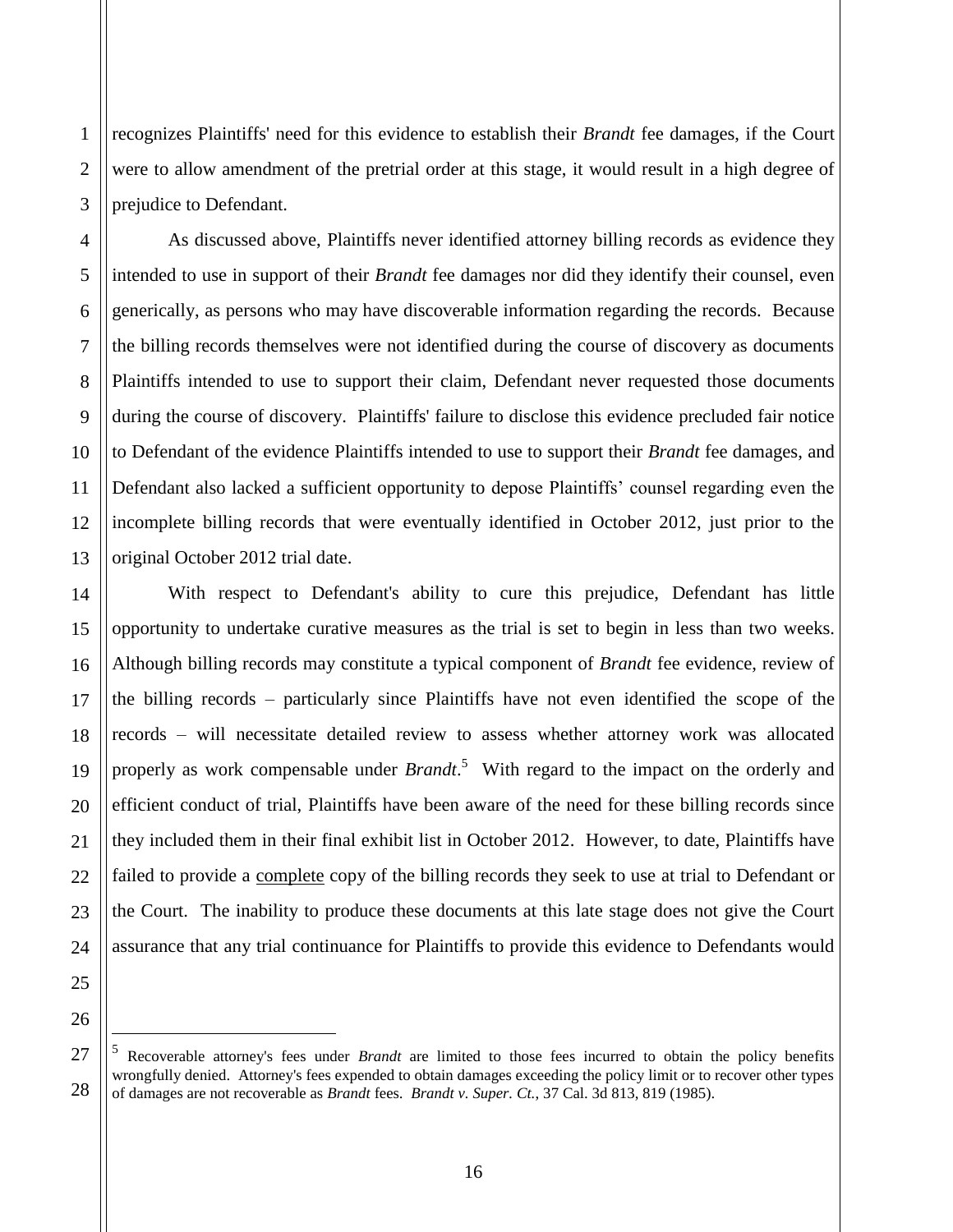recognizes Plaintiffs' need for this evidence to establish their *Brandt* fee damages, if the Court were to allow amendment of the pretrial order at this stage, it would result in a high degree of prejudice to Defendant.

As discussed above, Plaintiffs never identified attorney billing records as evidence they intended to use in support of their *Brandt* fee damages nor did they identify their counsel, even generically, as persons who may have discoverable information regarding the records. Because the billing records themselves were not identified during the course of discovery as documents Plaintiffs intended to use to support their claim, Defendant never requested those documents during the course of discovery. Plaintiffs' failure to disclose this evidence precluded fair notice to Defendant of the evidence Plaintiffs intended to use to support their *Brandt* fee damages, and Defendant also lacked a sufficient opportunity to depose Plaintiffs' counsel regarding even the incomplete billing records that were eventually identified in October 2012, just prior to the original October 2012 trial date.

With respect to Defendant's ability to cure this prejudice, Defendant has little opportunity to undertake curative measures as the trial is set to begin in less than two weeks. Although billing records may constitute a typical component of *Brandt* fee evidence, review of the billing records – particularly since Plaintiffs have not even identified the scope of the records – will necessitate detailed review to assess whether attorney work was allocated properly as work compensable under *Brandt*.[5] With regard to the impact on the orderly and efficient conduct of trial, Plaintiffs have been aware of the need for these billing records since they included them in their final exhibit list in October 2012. However, to date, Plaintiffs have failed to provide a <u>complete</u> copy of the billing records they seek to use at trial to Defendant or the Court. The inability to produce these documents at this late stage does not give the Court assurance that any trial continuance for Plaintiffs to provide this evidence to Defendants would

---

[5] Recoverable attorney's fees under *Brandt* are limited to those fees incurred to obtain the policy benefits wrongfully denied. Attorney's fees expended to obtain damages exceeding the policy limit or to recover other types of damages are not recoverable as *Brandt* fees. *Brandt v. Super. Ct.*, 37 Cal. 3d 813, 819 (1985).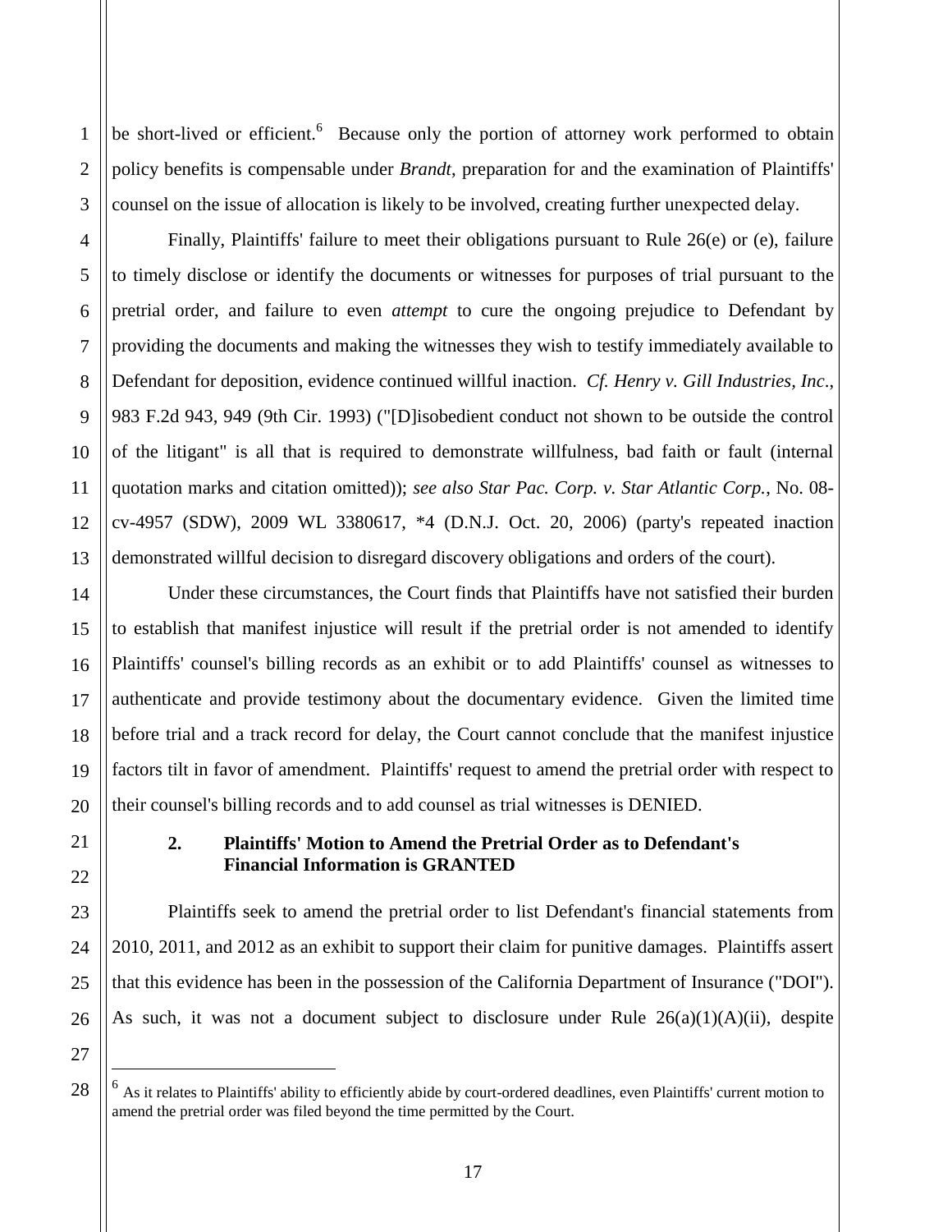be short-lived or efficient.[6] Because only the portion of attorney work performed to obtain policy benefits is compensable under *Brandt*, preparation for and the examination of Plaintiffs' counsel on the issue of allocation is likely to be involved, creating further unexpected delay.

Finally, Plaintiffs' failure to meet their obligations pursuant to Rule 26(e) or (e), failure to timely disclose or identify the documents or witnesses for purposes of trial pursuant to the pretrial order, and failure to even *attempt* to cure the ongoing prejudice to Defendant by providing the documents and making the witnesses they wish to testify immediately available to Defendant for deposition, evidence continued willful inaction. *Cf. Henry v. Gill Industries, Inc*., 983 F.2d 943, 949 (9th Cir. 1993) ("[D]isobedient conduct not shown to be outside the control of the litigant" is all that is required to demonstrate willfulness, bad faith or fault (internal quotation marks and citation omitted)); *see also Star Pac. Corp. v. Star Atlantic Corp.*, No. 08-cv-4957 (SDW), 2009 WL 3380617, *4 (D.N.J. Oct. 20, 2006) (party's repeated inaction demonstrated willful decision to disregard discovery obligations and orders of the court).

Under these circumstances, the Court finds that Plaintiffs have not satisfied their burden to establish that manifest injustice will result if the pretrial order is not amended to identify Plaintiffs' counsel's billing records as an exhibit or to add Plaintiffs' counsel as witnesses to authenticate and provide testimony about the documentary evidence. Given the limited time before trial and a track record for delay, the Court cannot conclude that the manifest injustice factors tilt in favor of amendment. Plaintiffs' request to amend the pretrial order with respect to their counsel's billing records and to add counsel as trial witnesses is DENIED.

### 2. Plaintiffs' Motion to Amend the Pretrial Order as to Defendant's Financial Information is GRANTED

Plaintiffs seek to amend the pretrial order to list Defendant's financial statements from 2010, 2011, and 2012 as an exhibit to support their claim for punitive damages. Plaintiffs assert that this evidence has been in the possession of the California Department of Insurance ("DOI"). As such, it was not a document subject to disclosure under Rule 26(a)(1)(A)(ii), despite

---

[6] As it relates to Plaintiffs' ability to efficiently abide by court-ordered deadlines, even Plaintiffs' current motion to amend the pretrial order was filed beyond the time permitted by the Court.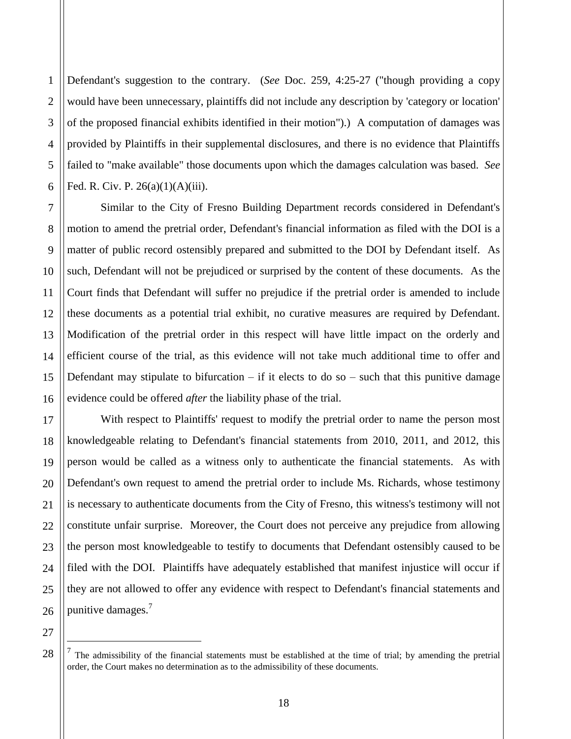Defendant's suggestion to the contrary. (*See* Doc. 259, 4:25-27 ("though providing a copy would have been unnecessary, plaintiffs did not include any description by 'category or location' of the proposed financial exhibits identified in their motion").) A computation of damages was provided by Plaintiffs in their supplemental disclosures, and there is no evidence that Plaintiffs failed to "make available" those documents upon which the damages calculation was based. *See* Fed. R. Civ. P. 26(a)(1)(A)(iii).

Similar to the City of Fresno Building Department records considered in Defendant's motion to amend the pretrial order, Defendant's financial information as filed with the DOI is a matter of public record ostensibly prepared and submitted to the DOI by Defendant itself. As such, Defendant will not be prejudiced or surprised by the content of these documents. As the Court finds that Defendant will suffer no prejudice if the pretrial order is amended to include these documents as a potential trial exhibit, no curative measures are required by Defendant. Modification of the pretrial order in this respect will have little impact on the orderly and efficient course of the trial, as this evidence will not take much additional time to offer and Defendant may stipulate to bifurcation – if it elects to do so – such that this punitive damage evidence could be offered *after* the liability phase of the trial.

With respect to Plaintiffs' request to modify the pretrial order to name the person most knowledgeable relating to Defendant's financial statements from 2010, 2011, and 2012, this person would be called as a witness only to authenticate the financial statements. As with Defendant's own request to amend the pretrial order to include Ms. Richards, whose testimony is necessary to authenticate documents from the City of Fresno, this witness's testimony will not constitute unfair surprise. Moreover, the Court does not perceive any prejudice from allowing the person most knowledgeable to testify to documents that Defendant ostensibly caused to be filed with the DOI. Plaintiffs have adequately established that manifest injustice will occur if they are not allowed to offer any evidence with respect to Defendant's financial statements and punitive damages.[7]

---

[7] The admissibility of the financial statements must be established at the time of trial; by amending the pretrial order, the Court makes no determination as to the admissibility of these documents.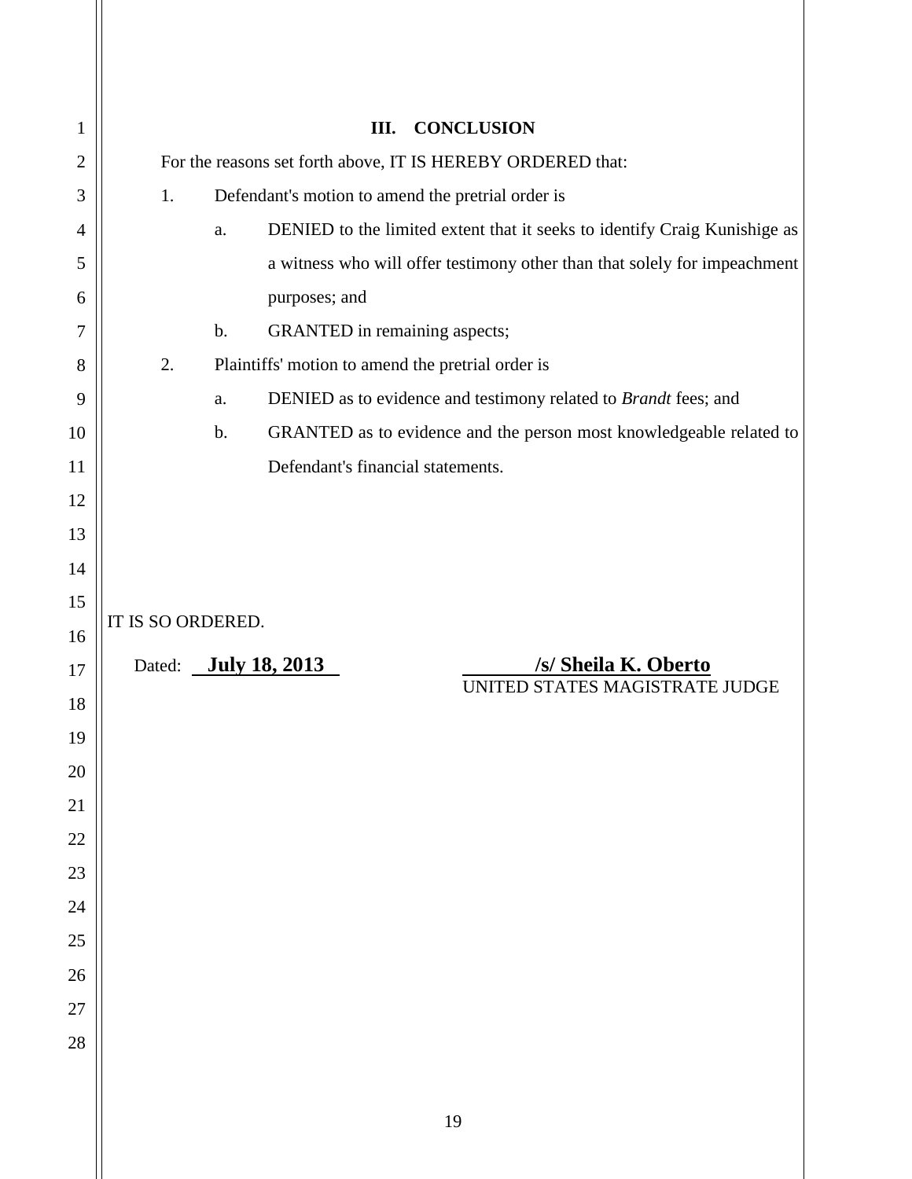## III. CONCLUSION

For the reasons set forth above, IT IS HEREBY ORDERED that:

1. Defendant's motion to amend the pretrial order is
   a. DENIED to the limited extent that it seeks to identify Craig Kunishige as a witness who will offer testimony other than that solely for impeachment purposes; and
   b. GRANTED in remaining aspects;
2. Plaintiffs' motion to amend the pretrial order is
   a. DENIED as to evidence and testimony related to *Brandt* fees; and
   b. GRANTED as to evidence and the person most knowledgeable related to Defendant's financial statements.

IT IS SO ORDERED.

Dated: **July 18, 2013**

**/s/ Sheila K. Oberto**
UNITED STATES MAGISTRATE JUDGE